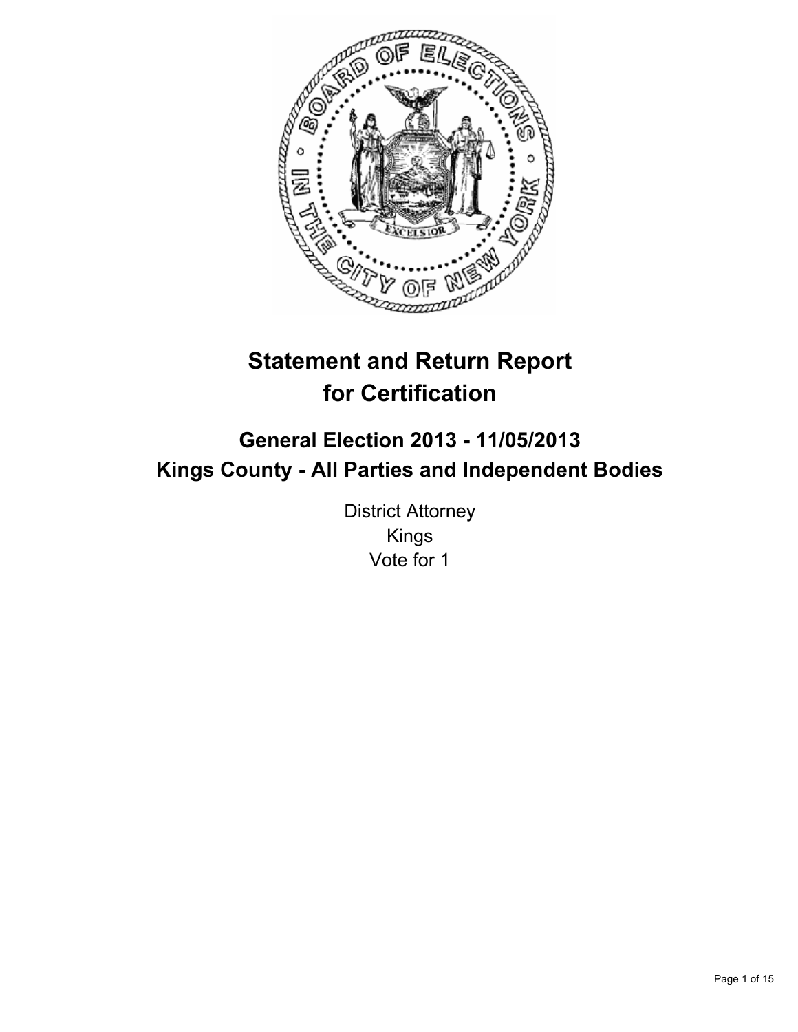# Statement and Return Report for Certification

## General Election 2013 - 11/05/2013
## Kings County - All Parties and Independent Bodies

District Attorney
Kings
Vote for 1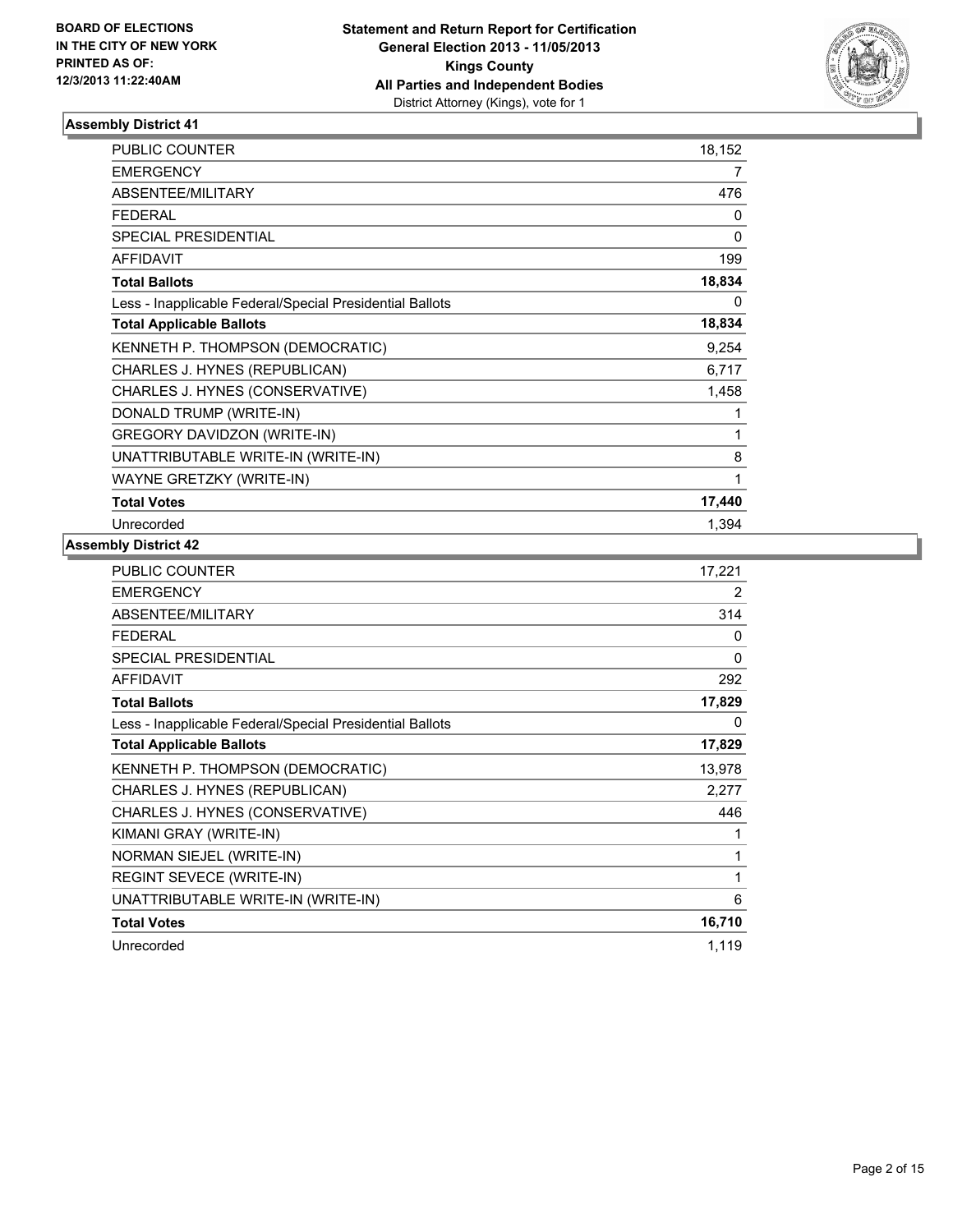BOARD OF ELECTIONS
IN THE CITY OF NEW YORK
PRINTED AS OF:
12/3/2013 11:22:40AM

**Statement and Return Report for Certification**
**General Election 2013 - 11/05/2013**
**Kings County**
**All Parties and Independent Bodies**
District Attorney (Kings), vote for 1

### Assembly District 41

| | |
|---|---|
| PUBLIC COUNTER | 18,152 |
| EMERGENCY | 7 |
| ABSENTEE/MILITARY | 476 |
| FEDERAL | 0 |
| SPECIAL PRESIDENTIAL | 0 |
| AFFIDAVIT | 199 |
| **Total Ballots** | **18,834** |
| Less - Inapplicable Federal/Special Presidential Ballots | 0 |
| **Total Applicable Ballots** | **18,834** |
| KENNETH P. THOMPSON (DEMOCRATIC) | 9,254 |
| CHARLES J. HYNES (REPUBLICAN) | 6,717 |
| CHARLES J. HYNES (CONSERVATIVE) | 1,458 |
| DONALD TRUMP (WRITE-IN) | 1 |
| GREGORY DAVIDZON (WRITE-IN) | 1 |
| UNATTRIBUTABLE WRITE-IN (WRITE-IN) | 8 |
| WAYNE GRETZKY (WRITE-IN) | 1 |
| **Total Votes** | **17,440** |
| Unrecorded | 1,394 |

### Assembly District 42

| | |
|---|---|
| PUBLIC COUNTER | 17,221 |
| EMERGENCY | 2 |
| ABSENTEE/MILITARY | 314 |
| FEDERAL | 0 |
| SPECIAL PRESIDENTIAL | 0 |
| AFFIDAVIT | 292 |
| **Total Ballots** | **17,829** |
| Less - Inapplicable Federal/Special Presidential Ballots | 0 |
| **Total Applicable Ballots** | **17,829** |
| KENNETH P. THOMPSON (DEMOCRATIC) | 13,978 |
| CHARLES J. HYNES (REPUBLICAN) | 2,277 |
| CHARLES J. HYNES (CONSERVATIVE) | 446 |
| KIMANI GRAY (WRITE-IN) | 1 |
| NORMAN SIEJEL (WRITE-IN) | 1 |
| REGINT SEVECE (WRITE-IN) | 1 |
| UNATTRIBUTABLE WRITE-IN (WRITE-IN) | 6 |
| **Total Votes** | **16,710** |
| Unrecorded | 1,119 |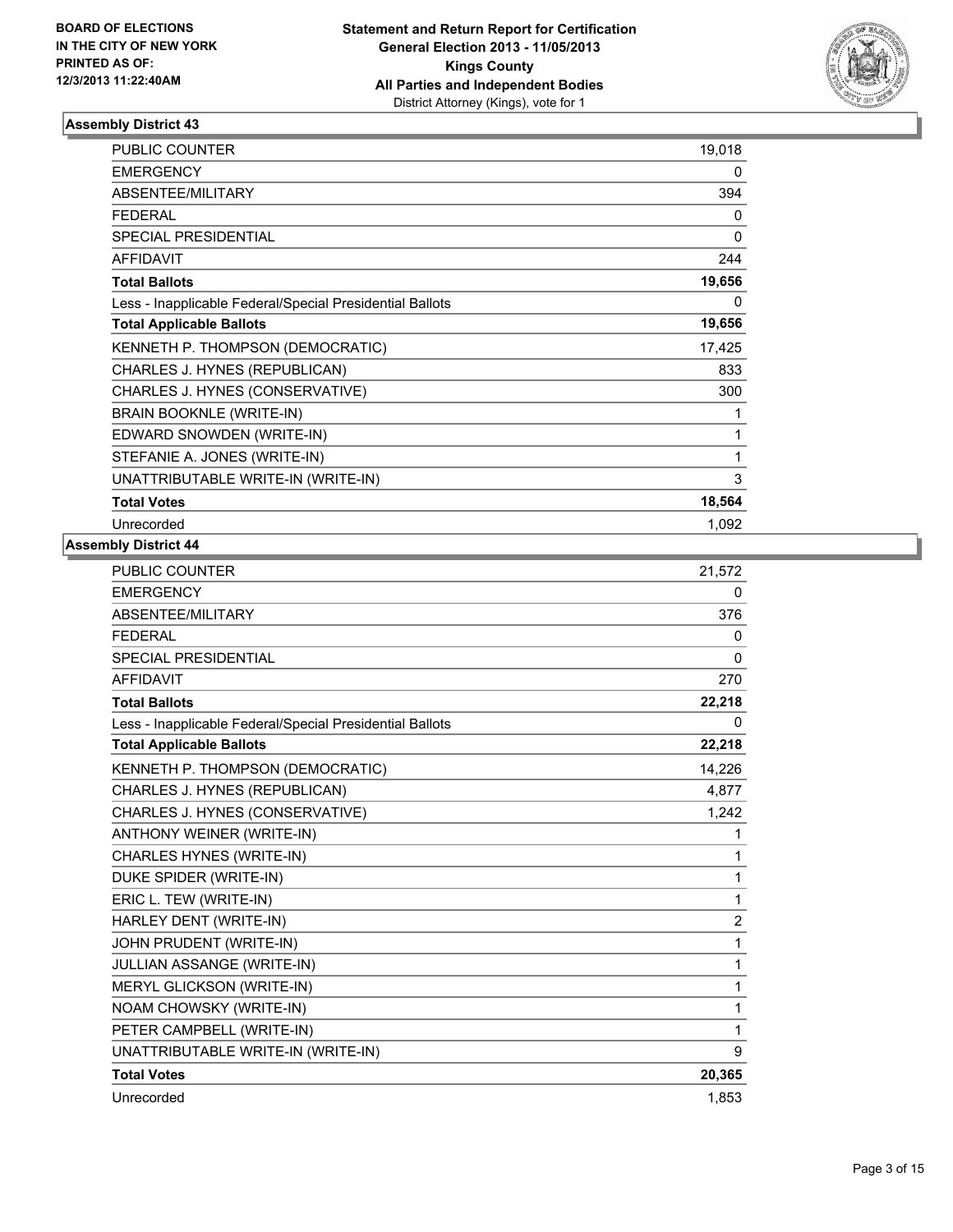**BOARD OF ELECTIONS IN THE CITY OF NEW YORK PRINTED AS OF: 12/3/2013 11:22:40AM**

**Statement and Return Report for Certification General Election 2013 - 11/05/2013 Kings County All Parties and Independent Bodies**
District Attorney (Kings), vote for 1

### Assembly District 43

| | |
|---|---|
| PUBLIC COUNTER | 19,018 |
| EMERGENCY | 0 |
| ABSENTEE/MILITARY | 394 |
| FEDERAL | 0 |
| SPECIAL PRESIDENTIAL | 0 |
| AFFIDAVIT | 244 |
| **Total Ballots** | **19,656** |
| Less - Inapplicable Federal/Special Presidential Ballots | 0 |
| **Total Applicable Ballots** | **19,656** |
| KENNETH P. THOMPSON (DEMOCRATIC) | 17,425 |
| CHARLES J. HYNES (REPUBLICAN) | 833 |
| CHARLES J. HYNES (CONSERVATIVE) | 300 |
| BRAIN BOOKNLE (WRITE-IN) | 1 |
| EDWARD SNOWDEN (WRITE-IN) | 1 |
| STEFANIE A. JONES (WRITE-IN) | 1 |
| UNATTRIBUTABLE WRITE-IN (WRITE-IN) | 3 |
| **Total Votes** | **18,564** |
| Unrecorded | 1,092 |

### Assembly District 44

| | |
|---|---|
| PUBLIC COUNTER | 21,572 |
| EMERGENCY | 0 |
| ABSENTEE/MILITARY | 376 |
| FEDERAL | 0 |
| SPECIAL PRESIDENTIAL | 0 |
| AFFIDAVIT | 270 |
| **Total Ballots** | **22,218** |
| Less - Inapplicable Federal/Special Presidential Ballots | 0 |
| **Total Applicable Ballots** | **22,218** |
| KENNETH P. THOMPSON (DEMOCRATIC) | 14,226 |
| CHARLES J. HYNES (REPUBLICAN) | 4,877 |
| CHARLES J. HYNES (CONSERVATIVE) | 1,242 |
| ANTHONY WEINER (WRITE-IN) | 1 |
| CHARLES HYNES (WRITE-IN) | 1 |
| DUKE SPIDER (WRITE-IN) | 1 |
| ERIC L. TEW (WRITE-IN) | 1 |
| HARLEY DENT (WRITE-IN) | 2 |
| JOHN PRUDENT (WRITE-IN) | 1 |
| JULLIAN ASSANGE (WRITE-IN) | 1 |
| MERYL GLICKSON (WRITE-IN) | 1 |
| NOAM CHOWSKY (WRITE-IN) | 1 |
| PETER CAMPBELL (WRITE-IN) | 1 |
| UNATTRIBUTABLE WRITE-IN (WRITE-IN) | 9 |
| **Total Votes** | **20,365** |
| Unrecorded | 1,853 |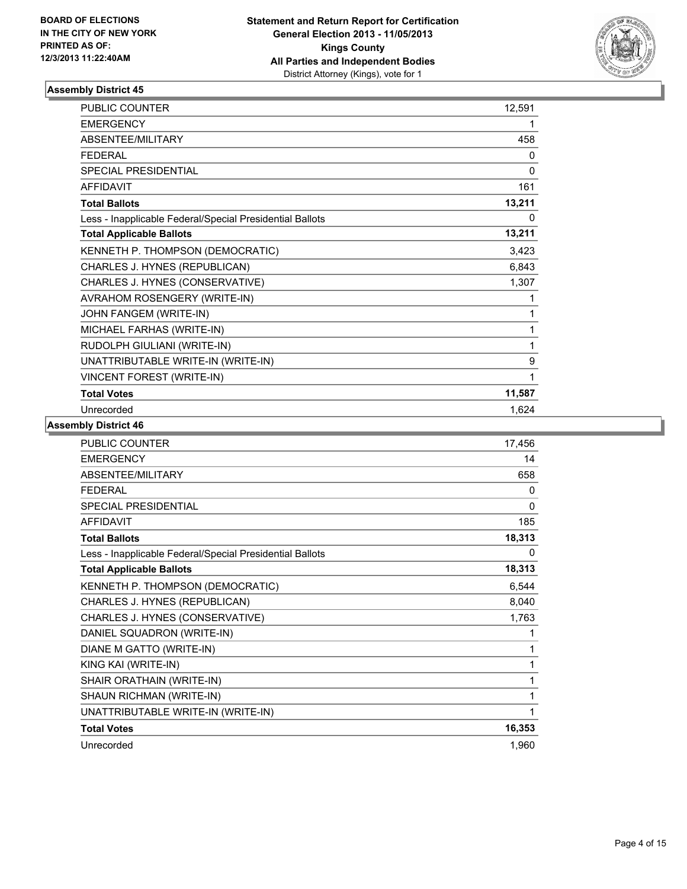**BOARD OF ELECTIONS IN THE CITY OF NEW YORK PRINTED AS OF: 12/3/2013 11:22:40AM**

**Statement and Return Report for Certification General Election 2013 - 11/05/2013 Kings County All Parties and Independent Bodies**
District Attorney (Kings), vote for 1

### Assembly District 45

| | |
|---|---|
| PUBLIC COUNTER | 12,591 |
| EMERGENCY | 1 |
| ABSENTEE/MILITARY | 458 |
| FEDERAL | 0 |
| SPECIAL PRESIDENTIAL | 0 |
| AFFIDAVIT | 161 |
| **Total Ballots** | **13,211** |
| Less - Inapplicable Federal/Special Presidential Ballots | 0 |
| **Total Applicable Ballots** | **13,211** |
| KENNETH P. THOMPSON (DEMOCRATIC) | 3,423 |
| CHARLES J. HYNES (REPUBLICAN) | 6,843 |
| CHARLES J. HYNES (CONSERVATIVE) | 1,307 |
| AVRAHOM ROSENGERY (WRITE-IN) | 1 |
| JOHN FANGEM (WRITE-IN) | 1 |
| MICHAEL FARHAS (WRITE-IN) | 1 |
| RUDOLPH GIULIANI (WRITE-IN) | 1 |
| UNATTRIBUTABLE WRITE-IN (WRITE-IN) | 9 |
| VINCENT FOREST (WRITE-IN) | 1 |
| **Total Votes** | **11,587** |
| Unrecorded | 1,624 |

### Assembly District 46

| | |
|---|---|
| PUBLIC COUNTER | 17,456 |
| EMERGENCY | 14 |
| ABSENTEE/MILITARY | 658 |
| FEDERAL | 0 |
| SPECIAL PRESIDENTIAL | 0 |
| AFFIDAVIT | 185 |
| **Total Ballots** | **18,313** |
| Less - Inapplicable Federal/Special Presidential Ballots | 0 |
| **Total Applicable Ballots** | **18,313** |
| KENNETH P. THOMPSON (DEMOCRATIC) | 6,544 |
| CHARLES J. HYNES (REPUBLICAN) | 8,040 |
| CHARLES J. HYNES (CONSERVATIVE) | 1,763 |
| DANIEL SQUADRON (WRITE-IN) | 1 |
| DIANE M GATTO (WRITE-IN) | 1 |
| KING KAI (WRITE-IN) | 1 |
| SHAIR ORATHAIN (WRITE-IN) | 1 |
| SHAUN RICHMAN (WRITE-IN) | 1 |
| UNATTRIBUTABLE WRITE-IN (WRITE-IN) | 1 |
| **Total Votes** | **16,353** |
| Unrecorded | 1,960 |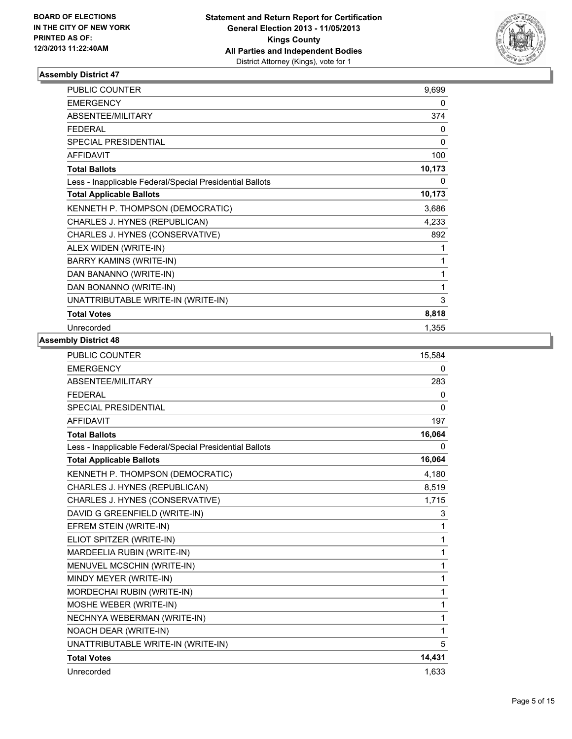**BOARD OF ELECTIONS IN THE CITY OF NEW YORK PRINTED AS OF: 12/3/2013 11:22:40AM**

**Statement and Return Report for Certification**
**General Election 2013 - 11/05/2013**
**Kings County**
**All Parties and Independent Bodies**
District Attorney (Kings), vote for 1

### Assembly District 47

| | |
|---|---|
| PUBLIC COUNTER | 9,699 |
| EMERGENCY | 0 |
| ABSENTEE/MILITARY | 374 |
| FEDERAL | 0 |
| SPECIAL PRESIDENTIAL | 0 |
| AFFIDAVIT | 100 |
| **Total Ballots** | **10,173** |
| Less - Inapplicable Federal/Special Presidential Ballots | 0 |
| **Total Applicable Ballots** | **10,173** |
| KENNETH P. THOMPSON (DEMOCRATIC) | 3,686 |
| CHARLES J. HYNES (REPUBLICAN) | 4,233 |
| CHARLES J. HYNES (CONSERVATIVE) | 892 |
| ALEX WIDEN (WRITE-IN) | 1 |
| BARRY KAMINS (WRITE-IN) | 1 |
| DAN BANANNO (WRITE-IN) | 1 |
| DAN BONANNO (WRITE-IN) | 1 |
| UNATTRIBUTABLE WRITE-IN (WRITE-IN) | 3 |
| **Total Votes** | **8,818** |
| Unrecorded | 1,355 |

### Assembly District 48

| | |
|---|---|
| PUBLIC COUNTER | 15,584 |
| EMERGENCY | 0 |
| ABSENTEE/MILITARY | 283 |
| FEDERAL | 0 |
| SPECIAL PRESIDENTIAL | 0 |
| AFFIDAVIT | 197 |
| **Total Ballots** | **16,064** |
| Less - Inapplicable Federal/Special Presidential Ballots | 0 |
| **Total Applicable Ballots** | **16,064** |
| KENNETH P. THOMPSON (DEMOCRATIC) | 4,180 |
| CHARLES J. HYNES (REPUBLICAN) | 8,519 |
| CHARLES J. HYNES (CONSERVATIVE) | 1,715 |
| DAVID G GREENFIELD (WRITE-IN) | 3 |
| EFREM STEIN (WRITE-IN) | 1 |
| ELIOT SPITZER (WRITE-IN) | 1 |
| MARDEELIA RUBIN (WRITE-IN) | 1 |
| MENUVEL MCSCHIN (WRITE-IN) | 1 |
| MINDY MEYER (WRITE-IN) | 1 |
| MORDECHAI RUBIN (WRITE-IN) | 1 |
| MOSHE WEBER (WRITE-IN) | 1 |
| NECHNYA WEBERMAN (WRITE-IN) | 1 |
| NOACH DEAR (WRITE-IN) | 1 |
| UNATTRIBUTABLE WRITE-IN (WRITE-IN) | 5 |
| **Total Votes** | **14,431** |
| Unrecorded | 1,633 |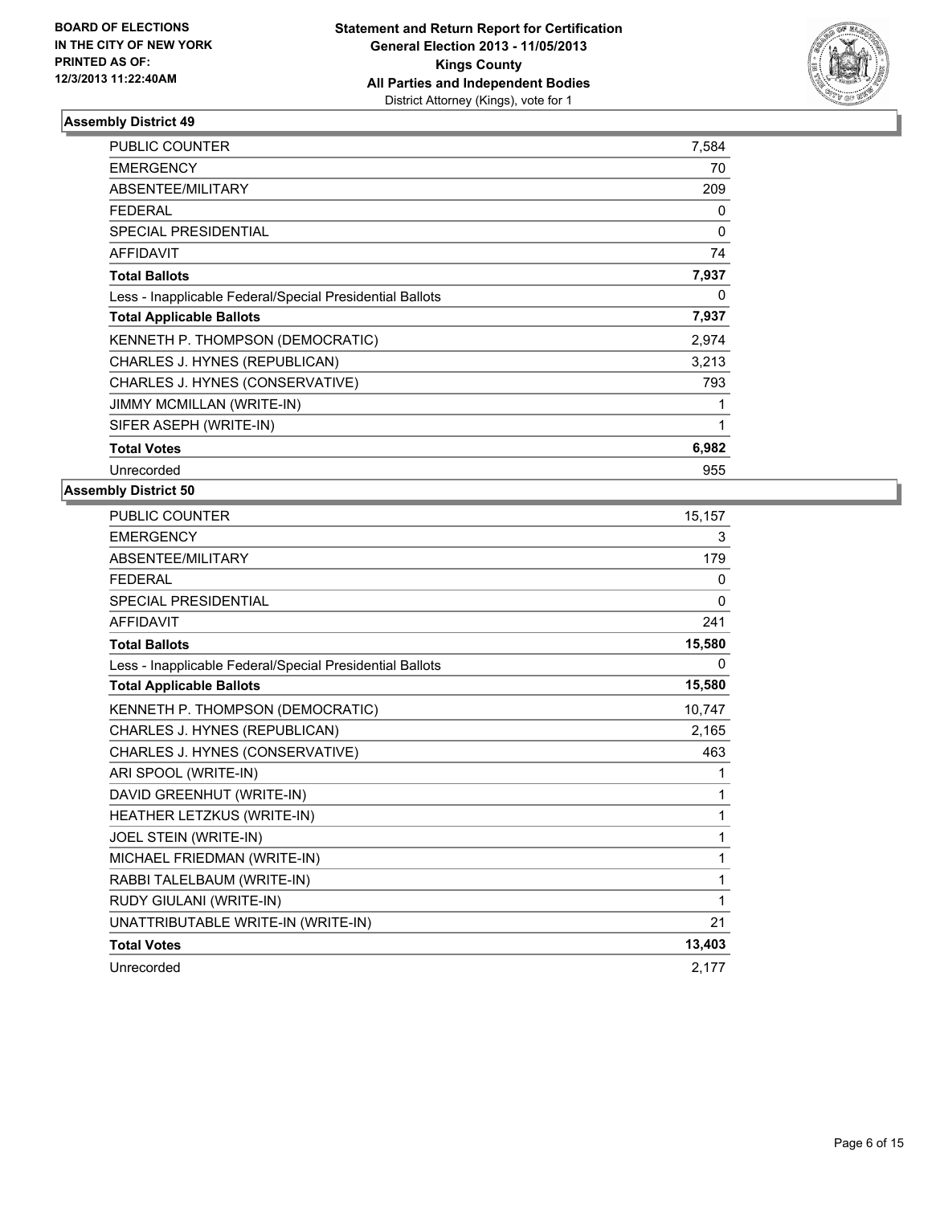**BOARD OF ELECTIONS IN THE CITY OF NEW YORK PRINTED AS OF: 12/3/2013 11:22:40AM**

**Statement and Return Report for Certification General Election 2013 - 11/05/2013 Kings County All Parties and Independent Bodies**
District Attorney (Kings), vote for 1

### Assembly District 49

| | |
|---|---|
| PUBLIC COUNTER | 7,584 |
| EMERGENCY | 70 |
| ABSENTEE/MILITARY | 209 |
| FEDERAL | 0 |
| SPECIAL PRESIDENTIAL | 0 |
| AFFIDAVIT | 74 |
| **Total Ballots** | **7,937** |
| Less - Inapplicable Federal/Special Presidential Ballots | 0 |
| **Total Applicable Ballots** | **7,937** |
| KENNETH P. THOMPSON (DEMOCRATIC) | 2,974 |
| CHARLES J. HYNES (REPUBLICAN) | 3,213 |
| CHARLES J. HYNES (CONSERVATIVE) | 793 |
| JIMMY MCMILLAN (WRITE-IN) | 1 |
| SIFER ASEPH (WRITE-IN) | 1 |
| **Total Votes** | **6,982** |
| Unrecorded | 955 |

### Assembly District 50

| | |
|---|---|
| PUBLIC COUNTER | 15,157 |
| EMERGENCY | 3 |
| ABSENTEE/MILITARY | 179 |
| FEDERAL | 0 |
| SPECIAL PRESIDENTIAL | 0 |
| AFFIDAVIT | 241 |
| **Total Ballots** | **15,580** |
| Less - Inapplicable Federal/Special Presidential Ballots | 0 |
| **Total Applicable Ballots** | **15,580** |
| KENNETH P. THOMPSON (DEMOCRATIC) | 10,747 |
| CHARLES J. HYNES (REPUBLICAN) | 2,165 |
| CHARLES J. HYNES (CONSERVATIVE) | 463 |
| ARI SPOOL (WRITE-IN) | 1 |
| DAVID GREENHUT (WRITE-IN) | 1 |
| HEATHER LETZKUS (WRITE-IN) | 1 |
| JOEL STEIN (WRITE-IN) | 1 |
| MICHAEL FRIEDMAN (WRITE-IN) | 1 |
| RABBI TALELBAUM (WRITE-IN) | 1 |
| RUDY GIULANI (WRITE-IN) | 1 |
| UNATTRIBUTABLE WRITE-IN (WRITE-IN) | 21 |
| **Total Votes** | **13,403** |
| Unrecorded | 2,177 |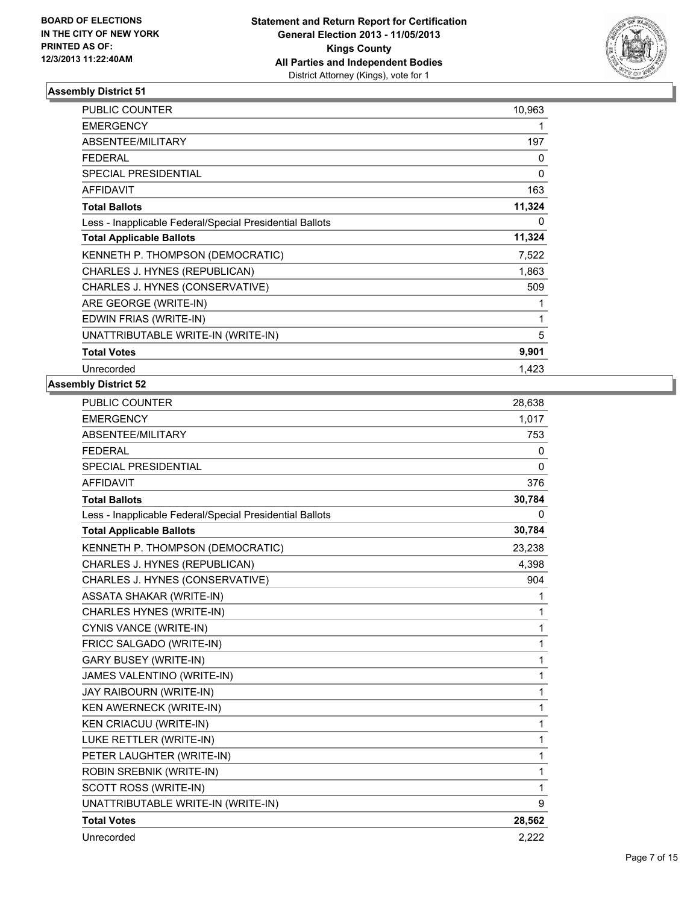**BOARD OF ELECTIONS IN THE CITY OF NEW YORK PRINTED AS OF: 12/3/2013 11:22:40AM**

**Statement and Return Report for Certification**
**General Election 2013 - 11/05/2013**
**Kings County**
**All Parties and Independent Bodies**
District Attorney (Kings), vote for 1

### Assembly District 51

| | |
|---|---|
| PUBLIC COUNTER | 10,963 |
| EMERGENCY | 1 |
| ABSENTEE/MILITARY | 197 |
| FEDERAL | 0 |
| SPECIAL PRESIDENTIAL | 0 |
| AFFIDAVIT | 163 |
| **Total Ballots** | **11,324** |
| Less - Inapplicable Federal/Special Presidential Ballots | 0 |
| **Total Applicable Ballots** | **11,324** |
| KENNETH P. THOMPSON (DEMOCRATIC) | 7,522 |
| CHARLES J. HYNES (REPUBLICAN) | 1,863 |
| CHARLES J. HYNES (CONSERVATIVE) | 509 |
| ARE GEORGE (WRITE-IN) | 1 |
| EDWIN FRIAS (WRITE-IN) | 1 |
| UNATTRIBUTABLE WRITE-IN (WRITE-IN) | 5 |
| **Total Votes** | **9,901** |
| Unrecorded | 1,423 |

### Assembly District 52

| | |
|---|---|
| PUBLIC COUNTER | 28,638 |
| EMERGENCY | 1,017 |
| ABSENTEE/MILITARY | 753 |
| FEDERAL | 0 |
| SPECIAL PRESIDENTIAL | 0 |
| AFFIDAVIT | 376 |
| **Total Ballots** | **30,784** |
| Less - Inapplicable Federal/Special Presidential Ballots | 0 |
| **Total Applicable Ballots** | **30,784** |
| KENNETH P. THOMPSON (DEMOCRATIC) | 23,238 |
| CHARLES J. HYNES (REPUBLICAN) | 4,398 |
| CHARLES J. HYNES (CONSERVATIVE) | 904 |
| ASSATA SHAKAR (WRITE-IN) | 1 |
| CHARLES HYNES (WRITE-IN) | 1 |
| CYNIS VANCE (WRITE-IN) | 1 |
| FRICC SALGADO (WRITE-IN) | 1 |
| GARY BUSEY (WRITE-IN) | 1 |
| JAMES VALENTINO (WRITE-IN) | 1 |
| JAY RAIBOURN (WRITE-IN) | 1 |
| KEN AWERNECK (WRITE-IN) | 1 |
| KEN CRIACUU (WRITE-IN) | 1 |
| LUKE RETTLER (WRITE-IN) | 1 |
| PETER LAUGHTER (WRITE-IN) | 1 |
| ROBIN SREBNIK (WRITE-IN) | 1 |
| SCOTT ROSS (WRITE-IN) | 1 |
| UNATTRIBUTABLE WRITE-IN (WRITE-IN) | 9 |
| **Total Votes** | **28,562** |
| Unrecorded | 2,222 |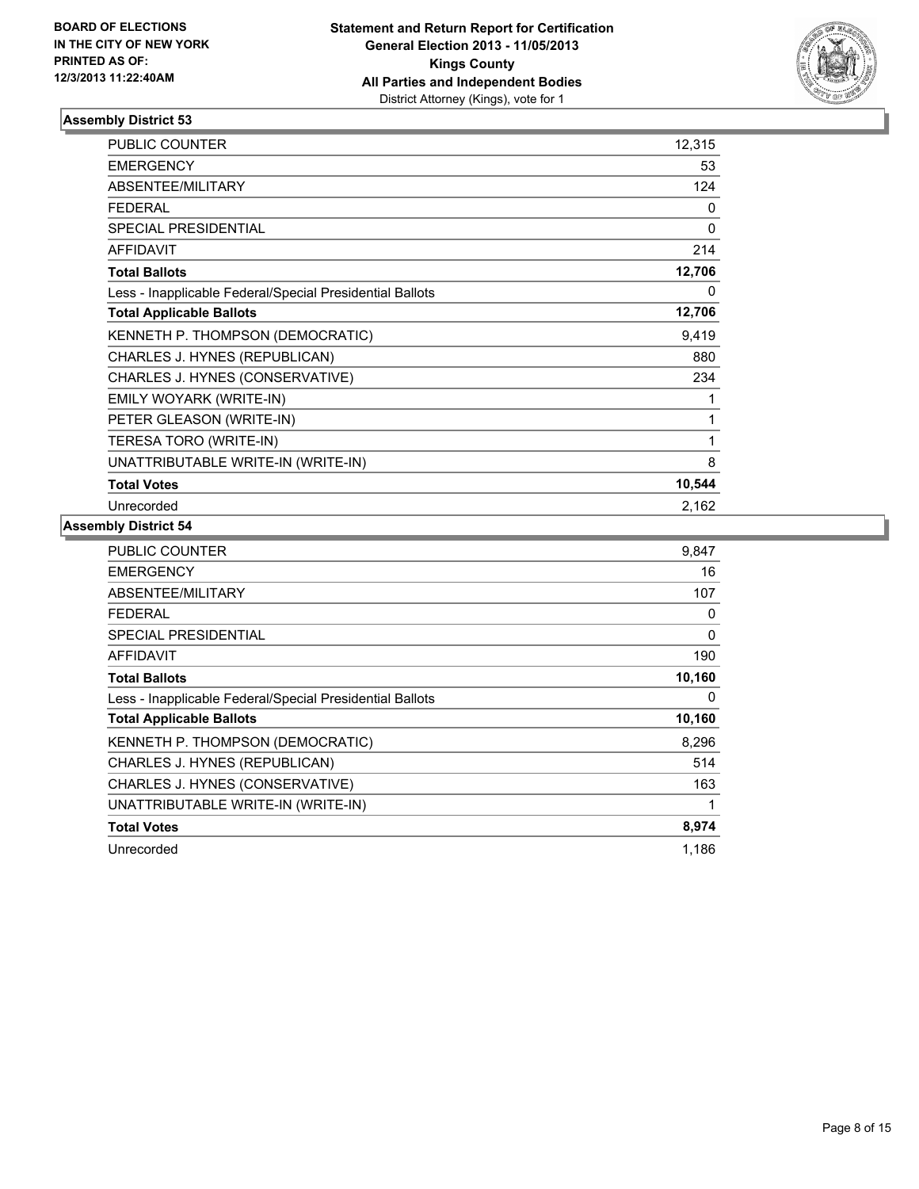**BOARD OF ELECTIONS**
**IN THE CITY OF NEW YORK**
**PRINTED AS OF:**
**12/3/2013 11:22:40AM**

**Statement and Return Report for Certification**
**General Election 2013 - 11/05/2013**
**Kings County**
**All Parties and Independent Bodies**
District Attorney (Kings), vote for 1

### Assembly District 53

| | |
|---|---|
| PUBLIC COUNTER | 12,315 |
| EMERGENCY | 53 |
| ABSENTEE/MILITARY | 124 |
| FEDERAL | 0 |
| SPECIAL PRESIDENTIAL | 0 |
| AFFIDAVIT | 214 |
| **Total Ballots** | **12,706** |
| Less - Inapplicable Federal/Special Presidential Ballots | 0 |
| **Total Applicable Ballots** | **12,706** |
| KENNETH P. THOMPSON (DEMOCRATIC) | 9,419 |
| CHARLES J. HYNES (REPUBLICAN) | 880 |
| CHARLES J. HYNES (CONSERVATIVE) | 234 |
| EMILY WOYARK (WRITE-IN) | 1 |
| PETER GLEASON (WRITE-IN) | 1 |
| TERESA TORO (WRITE-IN) | 1 |
| UNATTRIBUTABLE WRITE-IN (WRITE-IN) | 8 |
| **Total Votes** | **10,544** |
| Unrecorded | 2,162 |

### Assembly District 54

| | |
|---|---|
| PUBLIC COUNTER | 9,847 |
| EMERGENCY | 16 |
| ABSENTEE/MILITARY | 107 |
| FEDERAL | 0 |
| SPECIAL PRESIDENTIAL | 0 |
| AFFIDAVIT | 190 |
| **Total Ballots** | **10,160** |
| Less - Inapplicable Federal/Special Presidential Ballots | 0 |
| **Total Applicable Ballots** | **10,160** |
| KENNETH P. THOMPSON (DEMOCRATIC) | 8,296 |
| CHARLES J. HYNES (REPUBLICAN) | 514 |
| CHARLES J. HYNES (CONSERVATIVE) | 163 |
| UNATTRIBUTABLE WRITE-IN (WRITE-IN) | 1 |
| **Total Votes** | **8,974** |
| Unrecorded | 1,186 |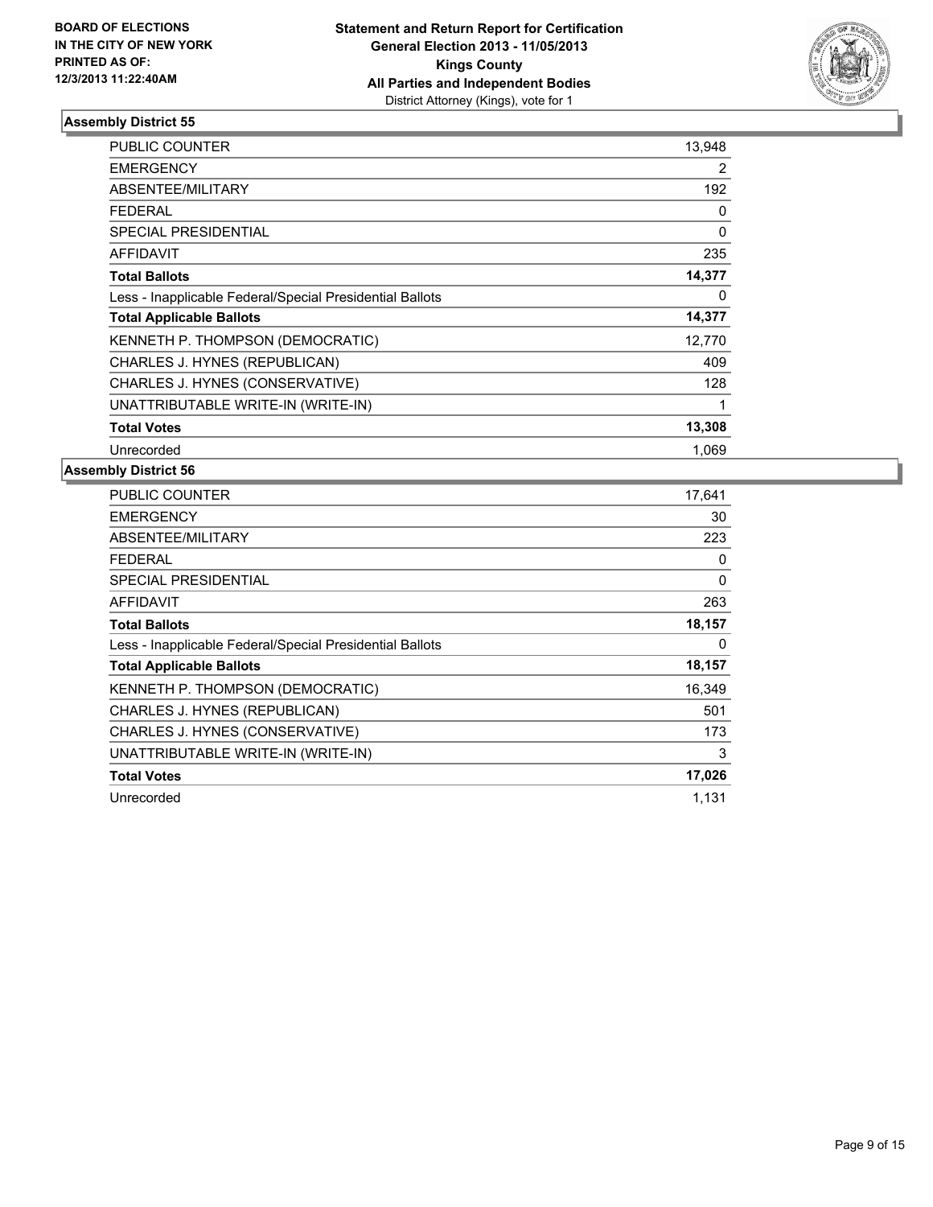**BOARD OF ELECTIONS IN THE CITY OF NEW YORK PRINTED AS OF: 12/3/2013 11:22:40AM**

**Statement and Return Report for Certification General Election 2013 - 11/05/2013 Kings County All Parties and Independent Bodies**
District Attorney (Kings), vote for 1

### Assembly District 55

| | |
|---|---|
| PUBLIC COUNTER | 13,948 |
| EMERGENCY | 2 |
| ABSENTEE/MILITARY | 192 |
| FEDERAL | 0 |
| SPECIAL PRESIDENTIAL | 0 |
| AFFIDAVIT | 235 |
| **Total Ballots** | **14,377** |
| Less - Inapplicable Federal/Special Presidential Ballots | 0 |
| **Total Applicable Ballots** | **14,377** |
| KENNETH P. THOMPSON (DEMOCRATIC) | 12,770 |
| CHARLES J. HYNES (REPUBLICAN) | 409 |
| CHARLES J. HYNES (CONSERVATIVE) | 128 |
| UNATTRIBUTABLE WRITE-IN (WRITE-IN) | 1 |
| **Total Votes** | **13,308** |
| Unrecorded | 1,069 |

### Assembly District 56

| | |
|---|---|
| PUBLIC COUNTER | 17,641 |
| EMERGENCY | 30 |
| ABSENTEE/MILITARY | 223 |
| FEDERAL | 0 |
| SPECIAL PRESIDENTIAL | 0 |
| AFFIDAVIT | 263 |
| **Total Ballots** | **18,157** |
| Less - Inapplicable Federal/Special Presidential Ballots | 0 |
| **Total Applicable Ballots** | **18,157** |
| KENNETH P. THOMPSON (DEMOCRATIC) | 16,349 |
| CHARLES J. HYNES (REPUBLICAN) | 501 |
| CHARLES J. HYNES (CONSERVATIVE) | 173 |
| UNATTRIBUTABLE WRITE-IN (WRITE-IN) | 3 |
| **Total Votes** | **17,026** |
| Unrecorded | 1,131 |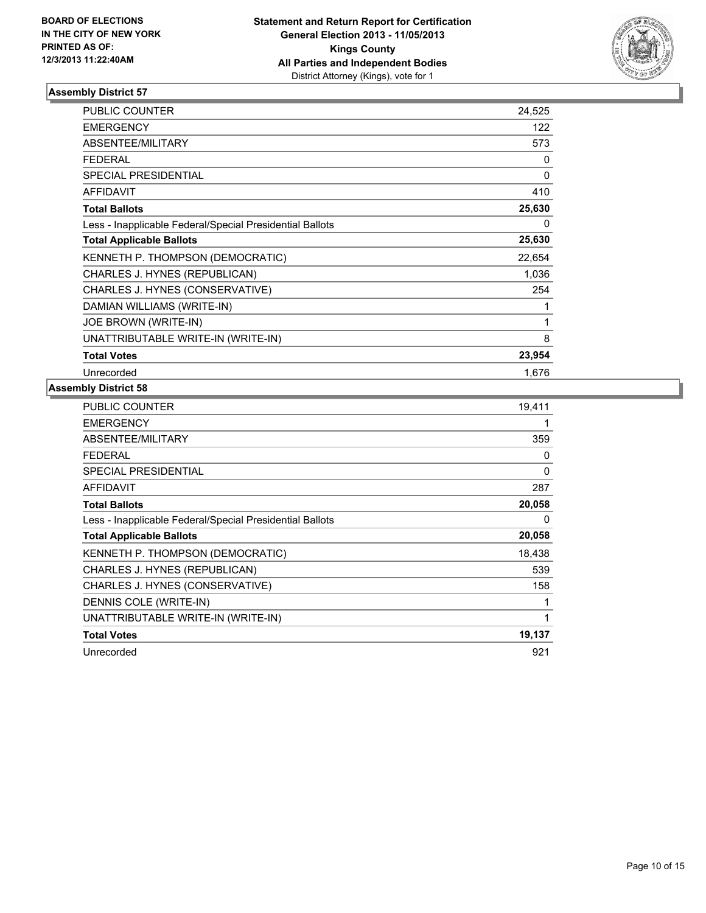**BOARD OF ELECTIONS IN THE CITY OF NEW YORK PRINTED AS OF: 12/3/2013 11:22:40AM**

**Statement and Return Report for Certification General Election 2013 - 11/05/2013 Kings County All Parties and Independent Bodies**
District Attorney (Kings), vote for 1

### Assembly District 57

| | |
|---|---|
| PUBLIC COUNTER | 24,525 |
| EMERGENCY | 122 |
| ABSENTEE/MILITARY | 573 |
| FEDERAL | 0 |
| SPECIAL PRESIDENTIAL | 0 |
| AFFIDAVIT | 410 |
| **Total Ballots** | **25,630** |
| Less - Inapplicable Federal/Special Presidential Ballots | 0 |
| **Total Applicable Ballots** | **25,630** |
| KENNETH P. THOMPSON (DEMOCRATIC) | 22,654 |
| CHARLES J. HYNES (REPUBLICAN) | 1,036 |
| CHARLES J. HYNES (CONSERVATIVE) | 254 |
| DAMIAN WILLIAMS (WRITE-IN) | 1 |
| JOE BROWN (WRITE-IN) | 1 |
| UNATTRIBUTABLE WRITE-IN (WRITE-IN) | 8 |
| **Total Votes** | **23,954** |
| Unrecorded | 1,676 |

### Assembly District 58

| | |
|---|---|
| PUBLIC COUNTER | 19,411 |
| EMERGENCY | 1 |
| ABSENTEE/MILITARY | 359 |
| FEDERAL | 0 |
| SPECIAL PRESIDENTIAL | 0 |
| AFFIDAVIT | 287 |
| **Total Ballots** | **20,058** |
| Less - Inapplicable Federal/Special Presidential Ballots | 0 |
| **Total Applicable Ballots** | **20,058** |
| KENNETH P. THOMPSON (DEMOCRATIC) | 18,438 |
| CHARLES J. HYNES (REPUBLICAN) | 539 |
| CHARLES J. HYNES (CONSERVATIVE) | 158 |
| DENNIS COLE (WRITE-IN) | 1 |
| UNATTRIBUTABLE WRITE-IN (WRITE-IN) | 1 |
| **Total Votes** | **19,137** |
| Unrecorded | 921 |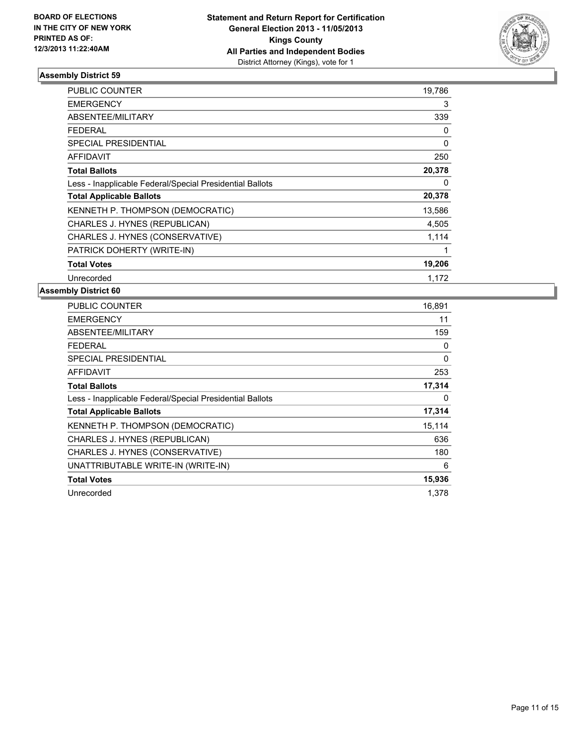**BOARD OF ELECTIONS IN THE CITY OF NEW YORK PRINTED AS OF: 12/3/2013 11:22:40AM**

**Statement and Return Report for Certification**
**General Election 2013 - 11/05/2013**
**Kings County**
**All Parties and Independent Bodies**
District Attorney (Kings), vote for 1

### Assembly District 59

| | |
|---|---|
| PUBLIC COUNTER | 19,786 |
| EMERGENCY | 3 |
| ABSENTEE/MILITARY | 339 |
| FEDERAL | 0 |
| SPECIAL PRESIDENTIAL | 0 |
| AFFIDAVIT | 250 |
| **Total Ballots** | **20,378** |
| Less - Inapplicable Federal/Special Presidential Ballots | 0 |
| **Total Applicable Ballots** | **20,378** |
| KENNETH P. THOMPSON (DEMOCRATIC) | 13,586 |
| CHARLES J. HYNES (REPUBLICAN) | 4,505 |
| CHARLES J. HYNES (CONSERVATIVE) | 1,114 |
| PATRICK DOHERTY (WRITE-IN) | 1 |
| **Total Votes** | **19,206** |
| Unrecorded | 1,172 |

### Assembly District 60

| | |
|---|---|
| PUBLIC COUNTER | 16,891 |
| EMERGENCY | 11 |
| ABSENTEE/MILITARY | 159 |
| FEDERAL | 0 |
| SPECIAL PRESIDENTIAL | 0 |
| AFFIDAVIT | 253 |
| **Total Ballots** | **17,314** |
| Less - Inapplicable Federal/Special Presidential Ballots | 0 |
| **Total Applicable Ballots** | **17,314** |
| KENNETH P. THOMPSON (DEMOCRATIC) | 15,114 |
| CHARLES J. HYNES (REPUBLICAN) | 636 |
| CHARLES J. HYNES (CONSERVATIVE) | 180 |
| UNATTRIBUTABLE WRITE-IN (WRITE-IN) | 6 |
| **Total Votes** | **15,936** |
| Unrecorded | 1,378 |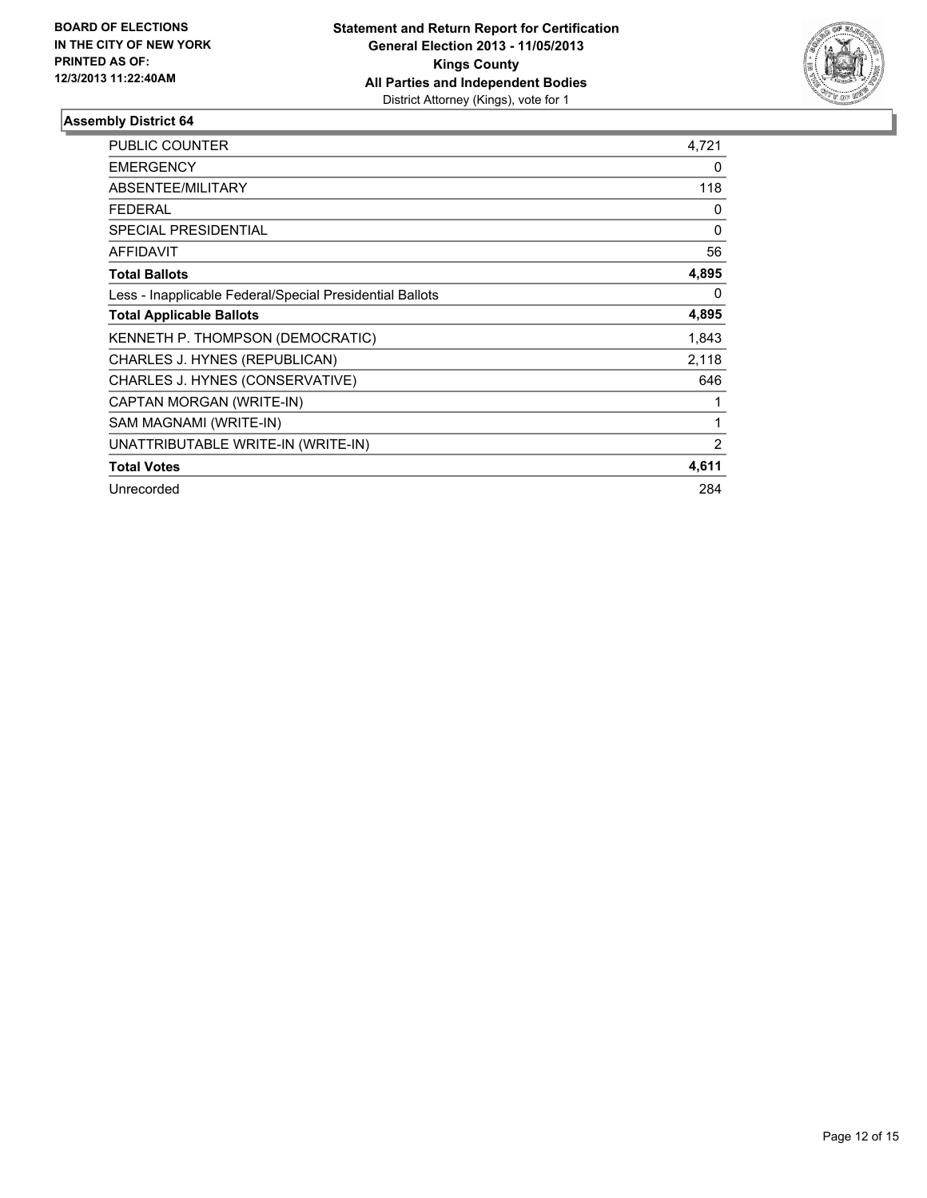BOARD OF ELECTIONS
IN THE CITY OF NEW YORK
PRINTED AS OF:
12/3/2013 11:22:40AM

**Statement and Return Report for Certification**
**General Election 2013 - 11/05/2013**
**Kings County**
**All Parties and Independent Bodies**
District Attorney (Kings), vote for 1

### Assembly District 64

| | |
|---|---|
| PUBLIC COUNTER | 4,721 |
| EMERGENCY | 0 |
| ABSENTEE/MILITARY | 118 |
| FEDERAL | 0 |
| SPECIAL PRESIDENTIAL | 0 |
| AFFIDAVIT | 56 |
| **Total Ballots** | **4,895** |
| Less - Inapplicable Federal/Special Presidential Ballots | 0 |
| **Total Applicable Ballots** | **4,895** |
| KENNETH P. THOMPSON (DEMOCRATIC) | 1,843 |
| CHARLES J. HYNES (REPUBLICAN) | 2,118 |
| CHARLES J. HYNES (CONSERVATIVE) | 646 |
| CAPTAN MORGAN (WRITE-IN) | 1 |
| SAM MAGNAMI (WRITE-IN) | 1 |
| UNATTRIBUTABLE WRITE-IN (WRITE-IN) | 2 |
| **Total Votes** | **4,611** |
| Unrecorded | 284 |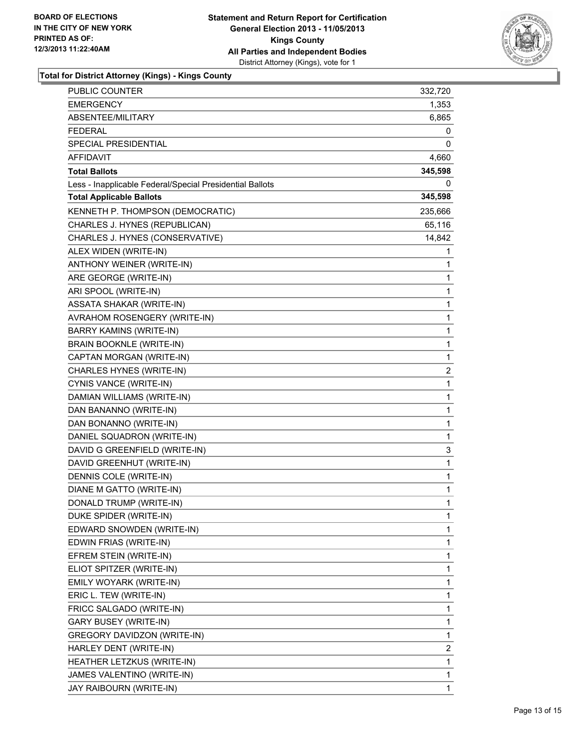BOARD OF ELECTIONS
IN THE CITY OF NEW YORK
PRINTED AS OF:
12/3/2013 11:22:40AM

**Statement and Return Report for Certification**
**General Election 2013 - 11/05/2013**
**Kings County**
**All Parties and Independent Bodies**
District Attorney (Kings), vote for 1

**Total for District Attorney (Kings) - Kings County**

| | |
|---|---|
| PUBLIC COUNTER | 332,720 |
| EMERGENCY | 1,353 |
| ABSENTEE/MILITARY | 6,865 |
| FEDERAL | 0 |
| SPECIAL PRESIDENTIAL | 0 |
| AFFIDAVIT | 4,660 |
| **Total Ballots** | **345,598** |
| Less - Inapplicable Federal/Special Presidential Ballots | 0 |
| **Total Applicable Ballots** | **345,598** |
| KENNETH P. THOMPSON (DEMOCRATIC) | 235,666 |
| CHARLES J. HYNES (REPUBLICAN) | 65,116 |
| CHARLES J. HYNES (CONSERVATIVE) | 14,842 |
| ALEX WIDEN (WRITE-IN) | 1 |
| ANTHONY WEINER (WRITE-IN) | 1 |
| ARE GEORGE (WRITE-IN) | 1 |
| ARI SPOOL (WRITE-IN) | 1 |
| ASSATA SHAKAR (WRITE-IN) | 1 |
| AVRAHOM ROSENGERY (WRITE-IN) | 1 |
| BARRY KAMINS (WRITE-IN) | 1 |
| BRAIN BOOKNLE (WRITE-IN) | 1 |
| CAPTAN MORGAN (WRITE-IN) | 1 |
| CHARLES HYNES (WRITE-IN) | 2 |
| CYNIS VANCE (WRITE-IN) | 1 |
| DAMIAN WILLIAMS (WRITE-IN) | 1 |
| DAN BANANNO (WRITE-IN) | 1 |
| DAN BONANNO (WRITE-IN) | 1 |
| DANIEL SQUADRON (WRITE-IN) | 1 |
| DAVID G GREENFIELD (WRITE-IN) | 3 |
| DAVID GREENHUT (WRITE-IN) | 1 |
| DENNIS COLE (WRITE-IN) | 1 |
| DIANE M GATTO (WRITE-IN) | 1 |
| DONALD TRUMP (WRITE-IN) | 1 |
| DUKE SPIDER (WRITE-IN) | 1 |
| EDWARD SNOWDEN (WRITE-IN) | 1 |
| EDWIN FRIAS (WRITE-IN) | 1 |
| EFREM STEIN (WRITE-IN) | 1 |
| ELIOT SPITZER (WRITE-IN) | 1 |
| EMILY WOYARK (WRITE-IN) | 1 |
| ERIC L. TEW (WRITE-IN) | 1 |
| FRICC SALGADO (WRITE-IN) | 1 |
| GARY BUSEY (WRITE-IN) | 1 |
| GREGORY DAVIDZON (WRITE-IN) | 1 |
| HARLEY DENT (WRITE-IN) | 2 |
| HEATHER LETZKUS (WRITE-IN) | 1 |
| JAMES VALENTINO (WRITE-IN) | 1 |
| JAY RAIBOURN (WRITE-IN) | 1 |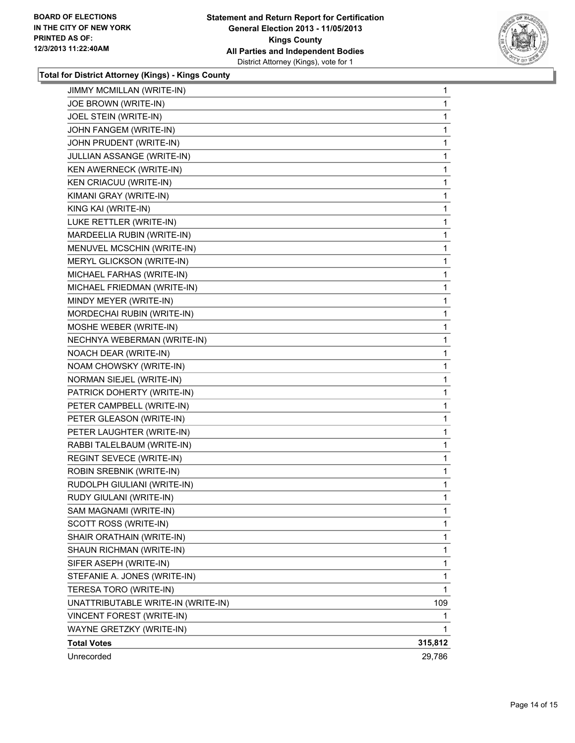**Total for District Attorney (Kings) - Kings County**

| | |
|---|---|
| JIMMY MCMILLAN (WRITE-IN) | 1 |
| JOE BROWN (WRITE-IN) | 1 |
| JOEL STEIN (WRITE-IN) | 1 |
| JOHN FANGEM (WRITE-IN) | 1 |
| JOHN PRUDENT (WRITE-IN) | 1 |
| JULLIAN ASSANGE (WRITE-IN) | 1 |
| KEN AWERNECK (WRITE-IN) | 1 |
| KEN CRIACUU (WRITE-IN) | 1 |
| KIMANI GRAY (WRITE-IN) | 1 |
| KING KAI (WRITE-IN) | 1 |
| LUKE RETTLER (WRITE-IN) | 1 |
| MARDEELIA RUBIN (WRITE-IN) | 1 |
| MENUVEL MCSCHIN (WRITE-IN) | 1 |
| MERYL GLICKSON (WRITE-IN) | 1 |
| MICHAEL FARHAS (WRITE-IN) | 1 |
| MICHAEL FRIEDMAN (WRITE-IN) | 1 |
| MINDY MEYER (WRITE-IN) | 1 |
| MORDECHAI RUBIN (WRITE-IN) | 1 |
| MOSHE WEBER (WRITE-IN) | 1 |
| NECHNYA WEBERMAN (WRITE-IN) | 1 |
| NOACH DEAR (WRITE-IN) | 1 |
| NOAM CHOWSKY (WRITE-IN) | 1 |
| NORMAN SIEJEL (WRITE-IN) | 1 |
| PATRICK DOHERTY (WRITE-IN) | 1 |
| PETER CAMPBELL (WRITE-IN) | 1 |
| PETER GLEASON (WRITE-IN) | 1 |
| PETER LAUGHTER (WRITE-IN) | 1 |
| RABBI TALELBAUM (WRITE-IN) | 1 |
| REGINT SEVECE (WRITE-IN) | 1 |
| ROBIN SREBNIK (WRITE-IN) | 1 |
| RUDOLPH GIULIANI (WRITE-IN) | 1 |
| RUDY GIULANI (WRITE-IN) | 1 |
| SAM MAGNAMI (WRITE-IN) | 1 |
| SCOTT ROSS (WRITE-IN) | 1 |
| SHAIR ORATHAIN (WRITE-IN) | 1 |
| SHAUN RICHMAN (WRITE-IN) | 1 |
| SIFER ASEPH (WRITE-IN) | 1 |
| STEFANIE A. JONES (WRITE-IN) | 1 |
| TERESA TORO (WRITE-IN) | 1 |
| UNATTRIBUTABLE WRITE-IN (WRITE-IN) | 109 |
| VINCENT FOREST (WRITE-IN) | 1 |
| WAYNE GRETZKY (WRITE-IN) | 1 |
| **Total Votes** | **315,812** |
| Unrecorded | 29,786 |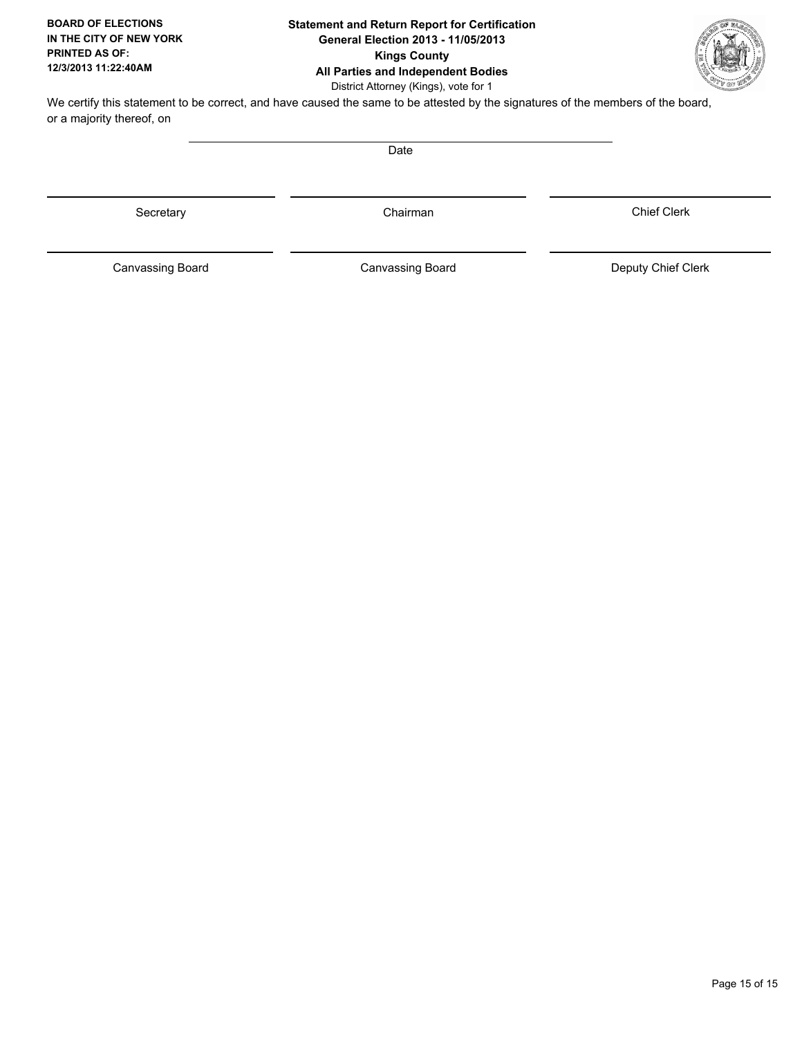BOARD OF ELECTIONS IN THE CITY OF NEW YORK
PRINTED AS OF:
12/3/2013 11:22:40AM

**Statement and Return Report for Certification**
**General Election 2013 - 11/05/2013**
**Kings County**
**All Parties and Independent Bodies**
District Attorney (Kings), vote for 1

We certify this statement to be correct, and have caused the same to be attested by the signatures of the members of the board, or a majority thereof, on

Date

Secretary

Chairman

Chief Clerk

Canvassing Board

Canvassing Board

Deputy Chief Clerk